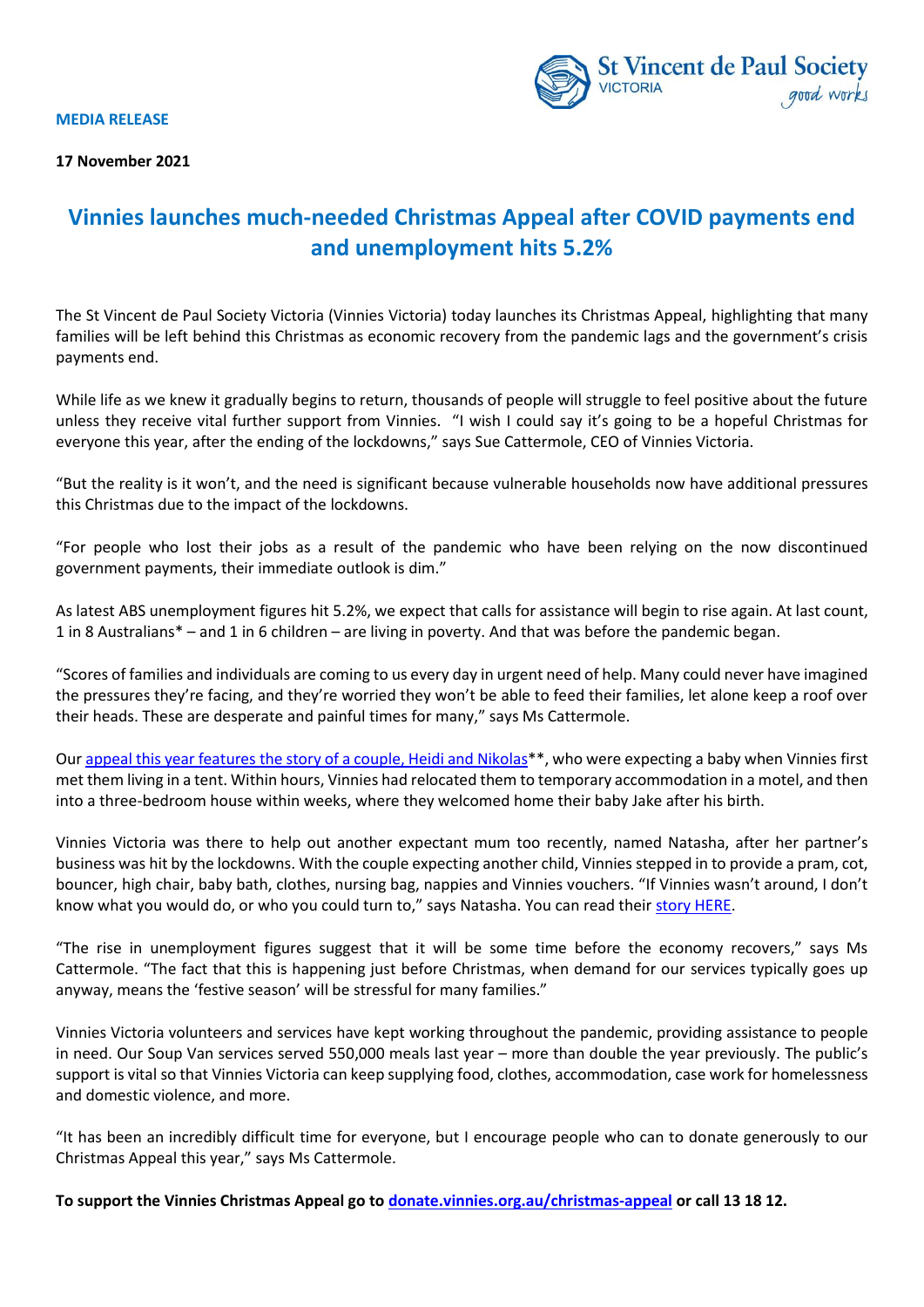St Vincent de Paul Society VICTORIA *good works*

**MEDIA RELEASE**

**17 November 2021**

# Vinnies launches much-needed Christmas Appeal after COVID payments end and unemployment hits 5.2%

The St Vincent de Paul Society Victoria (Vinnies Victoria) today launches its Christmas Appeal, highlighting that many families will be left behind this Christmas as economic recovery from the pandemic lags and the government's crisis payments end.

While life as we knew it gradually begins to return, thousands of people will struggle to feel positive about the future unless they receive vital further support from Vinnies. "I wish I could say it's going to be a hopeful Christmas for everyone this year, after the ending of the lockdowns," says Sue Cattermole, CEO of Vinnies Victoria.

"But the reality is it won't, and the need is significant because vulnerable households now have additional pressures this Christmas due to the impact of the lockdowns.

"For people who lost their jobs as a result of the pandemic who have been relying on the now discontinued government payments, their immediate outlook is dim."

As latest ABS unemployment figures hit 5.2%, we expect that calls for assistance will begin to rise again. At last count, 1 in 8 Australians* – and 1 in 6 children – are living in poverty. And that was before the pandemic began.

"Scores of families and individuals are coming to us every day in urgent need of help. Many could never have imagined the pressures they're facing, and they're worried they won't be able to feed their families, let alone keep a roof over their heads. These are desperate and painful times for many," says Ms Cattermole.

Our appeal this year features the story of a couple, Heidi and Nikolas**, who were expecting a baby when Vinnies first met them living in a tent. Within hours, Vinnies had relocated them to temporary accommodation in a motel, and then into a three-bedroom house within weeks, where they welcomed home their baby Jake after his birth.

Vinnies Victoria was there to help out another expectant mum too recently, named Natasha, after her partner's business was hit by the lockdowns. With the couple expecting another child, Vinnies stepped in to provide a pram, cot, bouncer, high chair, baby bath, clothes, nursing bag, nappies and Vinnies vouchers. "If Vinnies wasn't around, I don't know what you would do, or who you could turn to," says Natasha. You can read their story HERE.

"The rise in unemployment figures suggest that it will be some time before the economy recovers," says Ms Cattermole. "The fact that this is happening just before Christmas, when demand for our services typically goes up anyway, means the 'festive season' will be stressful for many families."

Vinnies Victoria volunteers and services have kept working throughout the pandemic, providing assistance to people in need. Our Soup Van services served 550,000 meals last year – more than double the year previously. The public's support is vital so that Vinnies Victoria can keep supplying food, clothes, accommodation, case work for homelessness and domestic violence, and more.

"It has been an incredibly difficult time for everyone, but I encourage people who can to donate generously to our Christmas Appeal this year," says Ms Cattermole.

**To support the Vinnies Christmas Appeal go to donate.vinnies.org.au/christmas-appeal or call 13 18 12.**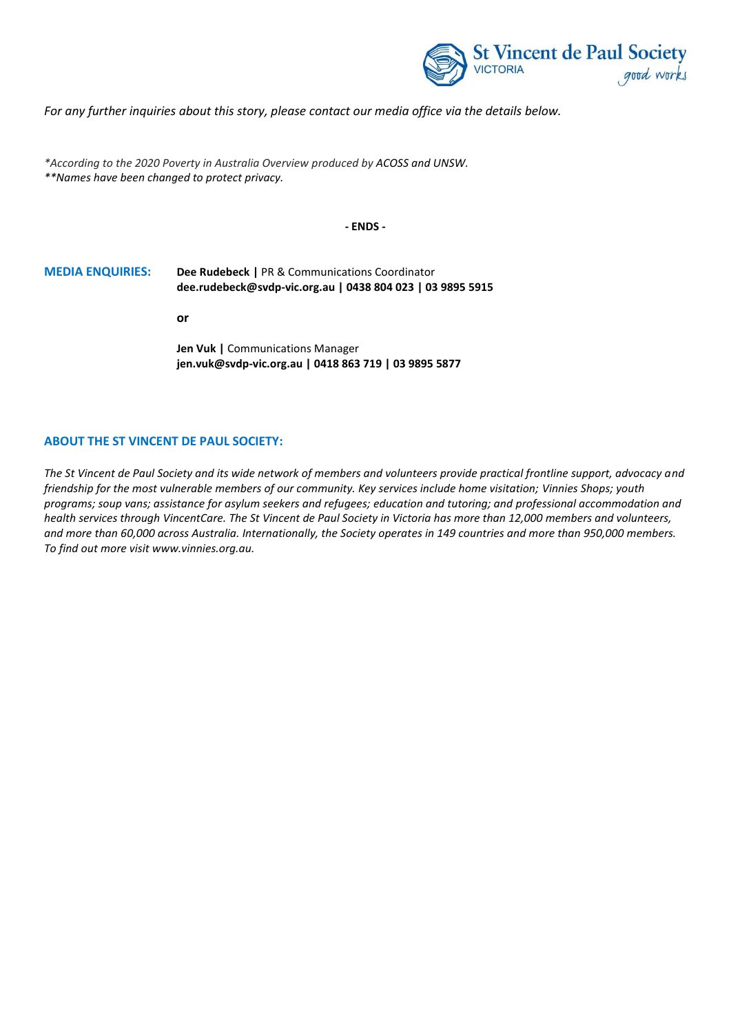*For any further inquiries about this story, please contact our media office via the details below.*

*\*According to the 2020 Poverty in Australia Overview produced by ACOSS and UNSW.*
*\*\*Names have been changed to protect privacy.*

**- ENDS -**

**MEDIA ENQUIRIES:**

**Dee Rudebeck |** PR & Communications Coordinator
**dee.rudebeck@svdp-vic.org.au | 0438 804 023 | 03 9895 5915**

**or**

**Jen Vuk |** Communications Manager
**jen.vuk@svdp-vic.org.au | 0418 863 719 | 03 9895 5877**

## ABOUT THE ST VINCENT DE PAUL SOCIETY:

*The St Vincent de Paul Society and its wide network of members and volunteers provide practical frontline support, advocacy and friendship for the most vulnerable members of our community. Key services include home visitation; Vinnies Shops; youth programs; soup vans; assistance for asylum seekers and refugees; education and tutoring; and professional accommodation and health services through VincentCare. The St Vincent de Paul Society in Victoria has more than 12,000 members and volunteers, and more than 60,000 across Australia. Internationally, the Society operates in 149 countries and more than 950,000 members. To find out more visit www.vinnies.org.au.*